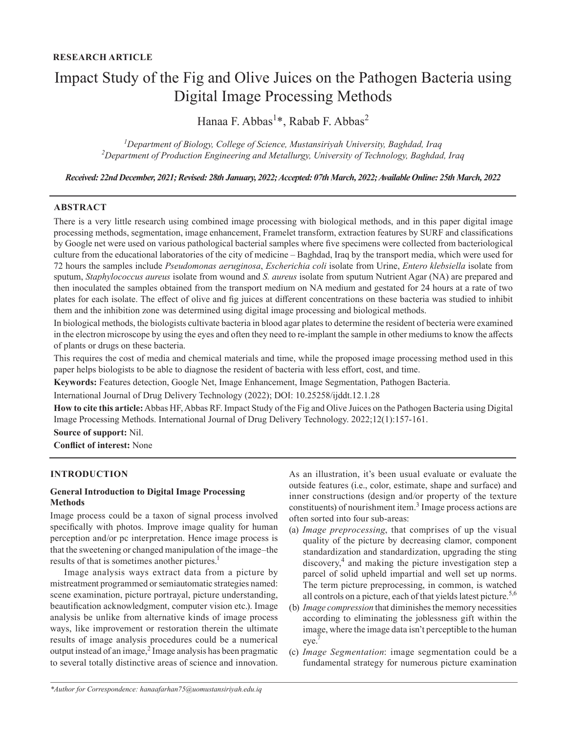**RESEARCH ARTICLE**

# Impact Study of the Fig and Olive Juices on the Pathogen Bacteria using Digital Image Processing Methods

Hanaa F. Abbas[1]*, Rabab F. Abbas[2]

[1]*Department of Biology, College of Science, Mustansiriyah University, Baghdad, Iraq*
[2]*Department of Production Engineering and Metallurgy, University of Technology, Baghdad, Iraq*

***Received: 22nd December, 2021; Revised: 28th January, 2022; Accepted: 07th March, 2022; Available Online: 25th March, 2022***

## ABSTRACT

There is a very little research using combined image processing with biological methods, and in this paper digital image processing methods, segmentation, image enhancement, Framelet transform, extraction features by SURF and classifications by Google net were used on various pathological bacterial samples where five specimens were collected from bacteriological culture from the educational laboratories of the city of medicine – Baghdad, Iraq by the transport media, which were used for 72 hours the samples include *Pseudomonas aeruginosa*, *Escherichia coli* isolate from Urine, *Entero klebsiella* isolate from sputum, *Staphylococcus aureus* isolate from wound and *S. aureus* isolate from sputum Nutrient Agar (NA) are prepared and then inoculated the samples obtained from the transport medium on NA medium and gestated for 24 hours at a rate of two plates for each isolate. The effect of olive and fig juices at different concentrations on these bacteria was studied to inhibit them and the inhibition zone was determined using digital image processing and biological methods.

In biological methods, the biologists cultivate bacteria in blood agar plates to determine the resident of becteria were examined in the electron microscope by using the eyes and often they need to re-implant the sample in other mediums to know the affects of plants or drugs on these bacteria.

This requires the cost of media and chemical materials and time, while the proposed image processing method used in this paper helps biologists to be able to diagnose the resident of bacteria with less effort, cost, and time.

**Keywords:** Features detection, Google Net, Image Enhancement, Image Segmentation, Pathogen Bacteria.

International Journal of Drug Delivery Technology (2022); DOI: 10.25258/ijddt.12.1.28

**How to cite this article:** Abbas HF, Abbas RF. Impact Study of the Fig and Olive Juices on the Pathogen Bacteria using Digital Image Processing Methods. International Journal of Drug Delivery Technology. 2022;12(1):157-161.

**Source of support:** Nil.

**Conflict of interest:** None

## INTRODUCTION

### General Introduction to Digital Image Processing Methods

Image process could be a taxon of signal process involved specifically with photos. Improve image quality for human perception and/or pc interpretation. Hence image process is that the sweetening or changed manipulation of the image–the results of that is sometimes another pictures.[1]

Image analysis ways extract data from a picture by mistreatment programmed or semiautomatic strategies named: scene examination, picture portrayal, picture understanding, beautification acknowledgment, computer vision etc.). Image analysis be unlike from alternative kinds of image process ways, like improvement or restoration therein the ultimate results of image analysis procedures could be a numerical output instead of an image,[2] Image analysis has been pragmatic to several totally distinctive areas of science and innovation. As an illustration, it's been usual evaluate or evaluate the outside features (i.e., color, estimate, shape and surface) and inner constructions (design and/or property of the texture constituents) of nourishment item.[3] Image process actions are often sorted into four sub-areas:

(a) *Image preprocessing*, that comprises of up the visual quality of the picture by decreasing clamor, component standardization and standardization, upgrading the sting discovery,[4] and making the picture investigation step a parcel of solid upheld impartial and well set up norms. The term picture preprocessing, in common, is watched all controls on a picture, each of that yields latest picture.[5,6]

(b) *Image compression* that diminishes the memory necessities according to eliminating the joblessness gift within the image, where the image data isn't perceptible to the human eye.[7]

(c) *Image Segmentation*: image segmentation could be a fundamental strategy for numerous picture examination

*Author for Correspondence: hanaafarhan75@uomustansiriyah.edu.iq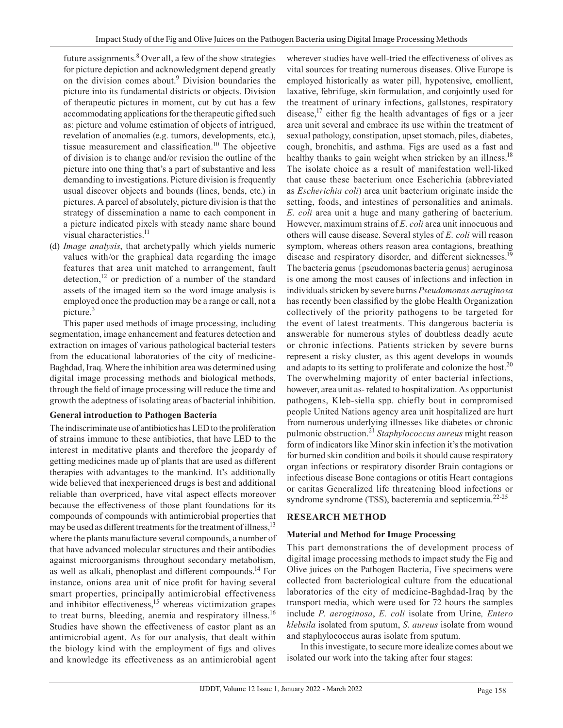future assignments.[8] Over all, a few of the show strategies for picture depiction and acknowledgment depend greatly on the division comes about.[9] Division boundaries the picture into its fundamental districts or objects. Division of therapeutic pictures in moment, cut by cut has a few accommodating applications for the therapeutic gifted such as: picture and volume estimation of objects of intrigued, revelation of anomalies (e.g. tumors, developments, etc.), tissue measurement and classification.[10] The objective of division is to change and/or revision the outline of the picture into one thing that's a part of substantive and less demanding to investigations. Picture division is frequently usual discover objects and bounds (lines, bends, etc.) in pictures. A parcel of absolutely, picture division is that the strategy of dissemination a name to each component in a picture indicated pixels with steady name share bound visual characteristics.[11]

(d) *Image analysis*, that archetypally which yields numeric values with/or the graphical data regarding the image features that area unit matched to arrangement, fault detection,[12] or prediction of a number of the standard assets of the imaged item so the word image analysis is employed once the production may be a range or call, not a picture.[3]

This paper used methods of image processing, including segmentation, image enhancement and features detection and extraction on images of various pathological bacterial testers from the educational laboratories of the city of medicine-Baghdad, Iraq. Where the inhibition area was determined using digital image processing methods and biological methods, through the field of image processing will reduce the time and growth the adeptness of isolating areas of bacterial inhibition.

### General introduction to Pathogen Bacteria

The indiscriminate use of antibiotics has LED to the proliferation of strains immune to these antibiotics, that have LED to the interest in meditative plants and therefore the jeopardy of getting medicines made up of plants that are used as different therapies with advantages to the mankind. It's additionally wide believed that inexperienced drugs is best and additional reliable than overpriced, have vital aspect effects moreover because the effectiveness of those plant foundations for its compounds of compounds with antimicrobial properties that may be used as different treatments for the treatment of illness,[13] where the plants manufacture several compounds, a number of that have advanced molecular structures and their antibodies against microorganisms throughout secondary metabolism, as well as alkali, phenoplast and different compounds.[14] For instance, onions area unit of nice profit for having several smart properties, principally antimicrobial effectiveness and inhibitor effectiveness,[15] whereas victimization grapes to treat burns, bleeding, anemia and respiratory illness.[16] Studies have shown the effectiveness of castor plant as an antimicrobial agent. As for our analysis, that dealt within the biology kind with the employment of figs and olives and knowledge its effectiveness as an antimicrobial agent wherever studies have well-tried the effectiveness of olives as vital sources for treating numerous diseases. Olive Europe is employed historically as water pill, hypotensive, emollient, laxative, febrifuge, skin formulation, and conjointly used for the treatment of urinary infections, gallstones, respiratory disease,[17] either fig the health advantages of figs or a jeer area unit several and embrace its use within the treatment of sexual pathology, constipation, upset stomach, piles, diabetes, cough, bronchitis, and asthma. Figs are used as a fast and healthy thanks to gain weight when stricken by an illness.[18] The isolate choice as a result of manifestation well-liked that cause these bacterium once Escherichia (abbreviated as *Escherichia coli*) area unit bacterium originate inside the setting, foods, and intestines of personalities and animals. *E. coli* area unit a huge and many gathering of bacterium. However, maximum strains of *E. coli* area unit innocuous and others will cause disease. Several styles of *E. coli* will reason symptom, whereas others reason area contagions, breathing disease and respiratory disorder, and different sicknesses.[19] The bacteria genus {pseudomonas bacteria genus} aeruginosa is one among the most causes of infections and infection in individuals stricken by severe burns *Pseudomonas aeruginosa* has recently been classified by the globe Health Organization collectively of the priority pathogens to be targeted for the event of latest treatments. This dangerous bacteria is answerable for numerous styles of doubtless deadly acute or chronic infections. Patients stricken by severe burns represent a risky cluster, as this agent develops in wounds and adapts to its setting to proliferate and colonize the host.[20] The overwhelming majority of enter bacterial infections, however, area unit as- related to hospitalization. As opportunist pathogens, Kleb-siella spp. chiefly bout in compromised people United Nations agency area unit hospitalized are hurt from numerous underlying illnesses like diabetes or chronic pulmonic obstruction.[21] *Staphylococcus aureus* might reason form of indicators like Minor skin infection it's the motivation for burned skin condition and boils it should cause respiratory organ infections or respiratory disorder Brain contagions or infectious disease Bone contagions or otitis Heart contagions or caritas Generalized life threatening blood infections or syndrome syndrome (TSS), bacteremia and septicemia.[22-25]

## RESEARCH METHOD

### Material and Method for Image Processing

This part demonstrations the of development process of digital image processing methods to impact study the Fig and Olive juices on the Pathogen Bacteria, Five specimens were collected from bacteriological culture from the educational laboratories of the city of medicine-Baghdad-Iraq by the transport media, which were used for 72 hours the samples include *P. aeroginosa*, *E. coli* isolate from Urine*, Entero klebsila* isolated from sputum, *S. aureus* isolate from wound and staphylococcus auras isolate from sputum.

In this investigate, to secure more idealize comes about we isolated our work into the taking after four stages: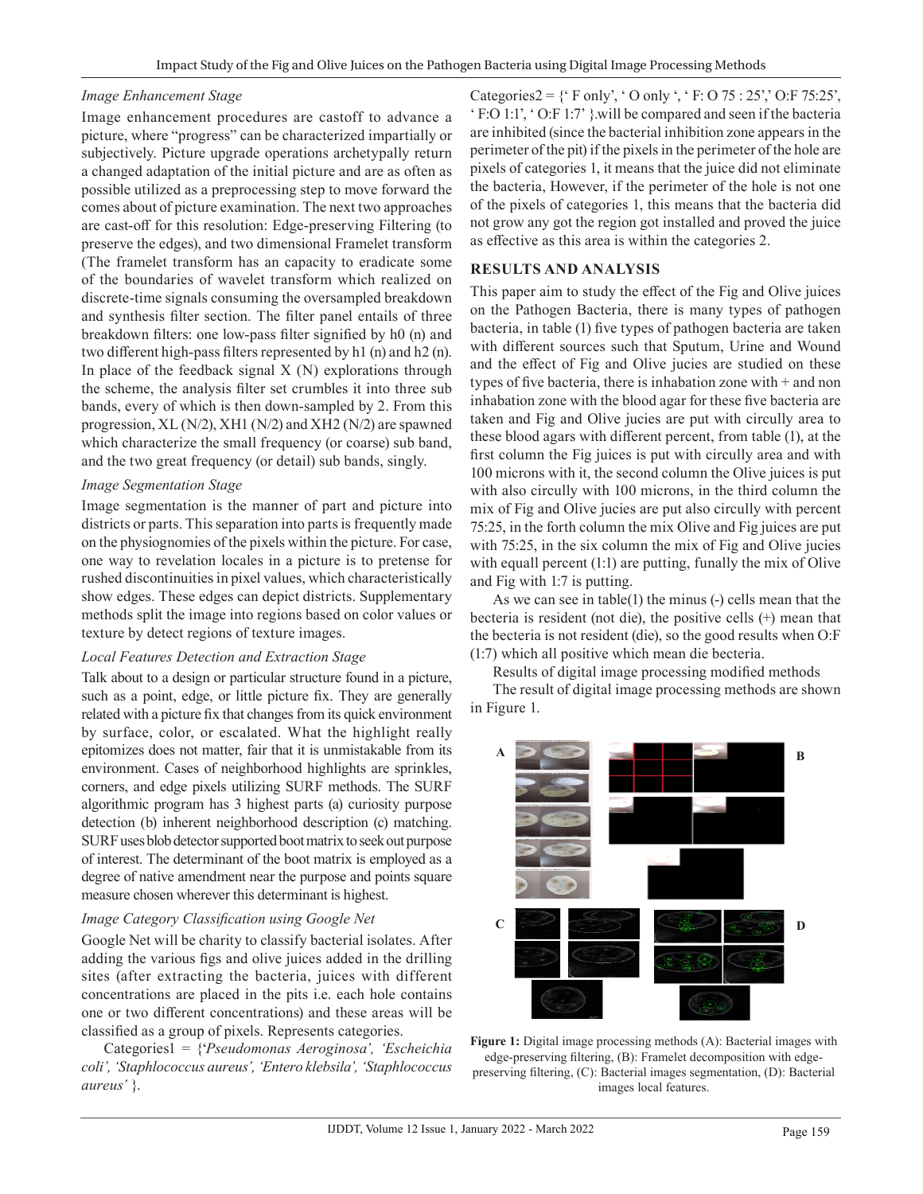*Image Enhancement Stage*

Image enhancement procedures are castoff to advance a picture, where "progress" can be characterized impartially or subjectively. Picture upgrade operations archetypally return a changed adaptation of the initial picture and are as often as possible utilized as a preprocessing step to move forward the comes about of picture examination. The next two approaches are cast-off for this resolution: Edge-preserving Filtering (to preserve the edges), and two dimensional Framelet transform (The framelet transform has an capacity to eradicate some of the boundaries of wavelet transform which realized on discrete-time signals consuming the oversampled breakdown and synthesis filter section. The filter panel entails of three breakdown filters: one low-pass filter signified by h0 (n) and two different high-pass filters represented by h1 (n) and h2 (n). In place of the feedback signal X (N) explorations through the scheme, the analysis filter set crumbles it into three sub bands, every of which is then down-sampled by 2. From this progression, XL (N/2), XH1 (N/2) and XH2 (N/2) are spawned which characterize the small frequency (or coarse) sub band, and the two great frequency (or detail) sub bands, singly.

*Image Segmentation Stage*

Image segmentation is the manner of part and picture into districts or parts. This separation into parts is frequently made on the physiognomies of the pixels within the picture. For case, one way to revelation locales in a picture is to pretense for rushed discontinuities in pixel values, which characteristically show edges. These edges can depict districts. Supplementary methods split the image into regions based on color values or texture by detect regions of texture images.

*Local Features Detection and Extraction Stage*

Talk about to a design or particular structure found in a picture, such as a point, edge, or little picture fix. They are generally related with a picture fix that changes from its quick environment by surface, color, or escalated. What the highlight really epitomizes does not matter, fair that it is unmistakable from its environment. Cases of neighborhood highlights are sprinkles, corners, and edge pixels utilizing SURF methods. The SURF algorithmic program has 3 highest parts (a) curiosity purpose detection (b) inherent neighborhood description (c) matching. SURF uses blob detector supported boot matrix to seek out purpose of interest. The determinant of the boot matrix is employed as a degree of native amendment near the purpose and points square measure chosen wherever this determinant is highest.

*Image Category Classification using Google Net*

Google Net will be charity to classify bacterial isolates. After adding the various figs and olive juices added in the drilling sites (after extracting the bacteria, juices with different concentrations are placed in the pits i.e. each hole contains one or two different concentrations) and these areas will be classified as a group of pixels. Represents categories.

Categories1 = {'*Pseudomonas Aeroginosa*', '*Escheichia coli*', '*Staphlococcus aureus*', '*Entero klebsila*', '*Staphlococcus aureus*' }.

Categories2 = {' F only', ' O only ', ' F: O 75 : 25',' O:F 75:25', ' F:O 1:1', ' O:F 1:7' }.will be compared and seen if the bacteria are inhibited (since the bacterial inhibition zone appears in the perimeter of the pit) if the pixels in the perimeter of the hole are pixels of categories 1, it means that the juice did not eliminate the bacteria, However, if the perimeter of the hole is not one of the pixels of categories 1, this means that the bacteria did not grow any got the region got installed and proved the juice as effective as this area is within the categories 2.

## RESULTS AND ANALYSIS

This paper aim to study the effect of the Fig and Olive juices on the Pathogen Bacteria, there is many types of pathogen bacteria, in table (1) five types of pathogen bacteria are taken with different sources such that Sputum, Urine and Wound and the effect of Fig and Olive jucies are studied on these types of five bacteria, there is inhabation zone with + and non inhabation zone with the blood agar for these five bacteria are taken and Fig and Olive jucies are put with circully area to these blood agars with different percent, from table (1), at the first column the Fig juices is put with circully area and with 100 microns with it, the second column the Olive juices is put with also circully with 100 microns, in the third column the mix of Fig and Olive jucies are put also circully with percent 75:25, in the forth column the mix Olive and Fig juices are put with 75:25, in the six column the mix of Fig and Olive jucies with equall percent (1:1) are putting, funally the mix of Olive and Fig with 1:7 is putting.

As we can see in table(1) the minus (-) cells mean that the becteria is resident (not die), the positive cells (+) mean that the becteria is not resident (die), so the good results when O:F (1:7) which all positive which mean die becteria.

Results of digital image processing modified methods

The result of digital image processing methods are shown in Figure 1.

**Figure 1:** Digital image processing methods (A): Bacterial images with edge-preserving filtering, (B): Framelet decomposition with edge-preserving filtering, (C): Bacterial images segmentation, (D): Bacterial images local features.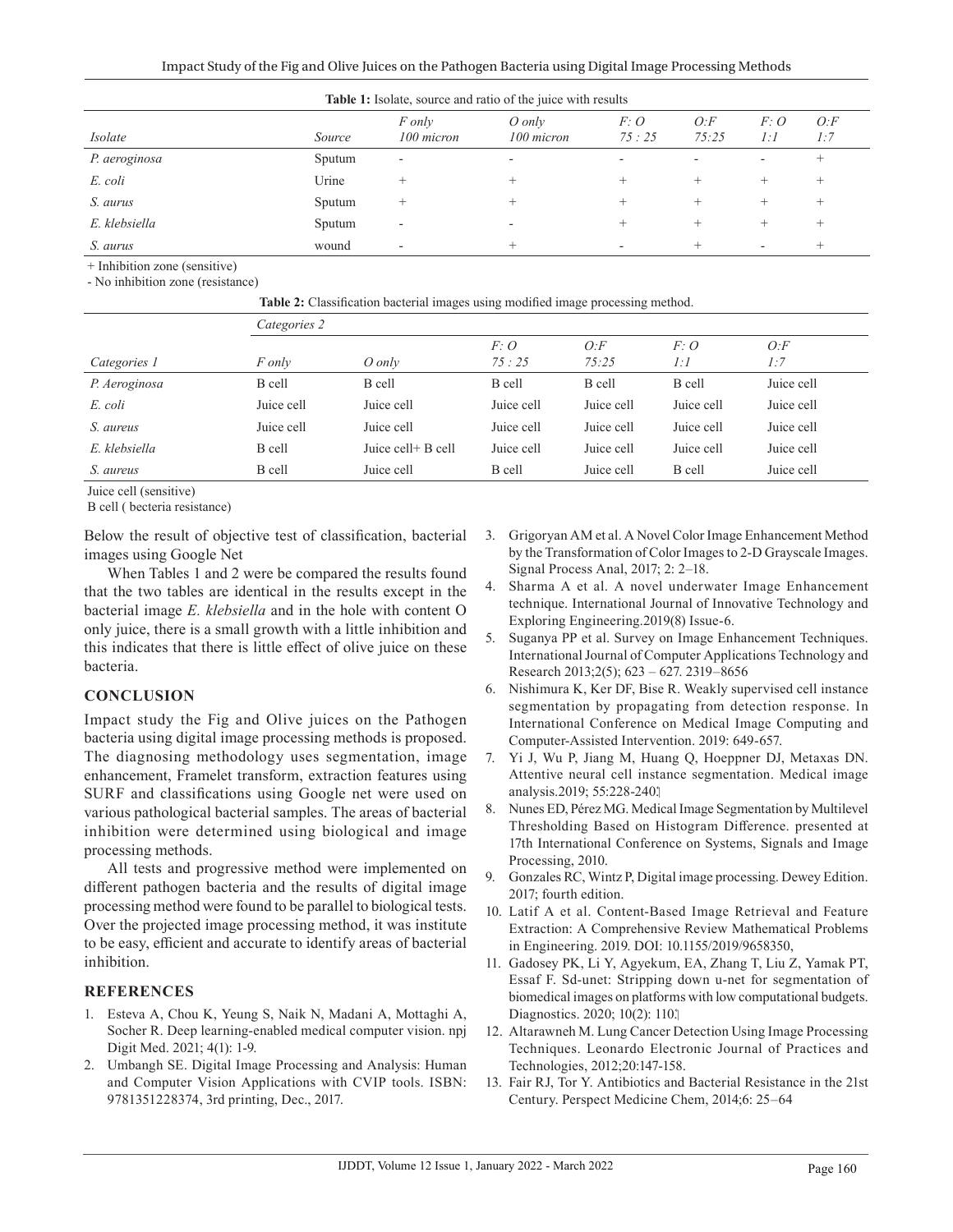**Table 1:** Isolate, source and ratio of the juice with results

| *Isolate* | *Source* | *F only 100 micron* | *O only 100 micron* | *F: O 75 : 25* | *O:F 75:25* | *F: O 1:1* | *O:F 1:7* |
|---|---|---|---|---|---|---|---|
| *P. aeroginosa* | Sputum | - | - | - | - | - | + |
| *E. coli* | Urine | + | + | + | + | + | + |
| *S. aurus* | Sputum | + | + | + | + | + | + |
| *E. klebsiella* | Sputum | - | - | + | + | + | + |
| *S. aurus* | wound | - | + | - | + | - | + |

+ Inhibition zone (sensitive)
- No inhibition zone (resistance)

**Table 2:** Classification bacterial images using modified image processing method.

| | *Categories 2* | | | | | |
|---|---|---|---|---|---|---|
| *Categories 1* | *F only* | *O only* | *F: O 75 : 25* | *O:F 75:25* | *F: O 1:1* | *O:F 1:7* |
| *P. Aeroginosa* | B cell | B cell | B cell | B cell | B cell | Juice cell |
| *E. coli* | Juice cell | Juice cell | Juice cell | Juice cell | Juice cell | Juice cell |
| *S. aureus* | Juice cell | Juice cell | Juice cell | Juice cell | Juice cell | Juice cell |
| *E. klebsiella* | B cell | Juice cell+ B cell | Juice cell | Juice cell | Juice cell | Juice cell |
| *S. aureus* | B cell | Juice cell | B cell | Juice cell | B cell | Juice cell |

Juice cell (sensitive)
B cell ( becteria resistance)

Below the result of objective test of classification, bacterial images using Google Net

When Tables 1 and 2 were be compared the results found that the two tables are identical in the results except in the bacterial image *E. klebsiella* and in the hole with content O only juice, there is a small growth with a little inhibition and this indicates that there is little effect of olive juice on these bacteria.

## CONCLUSION

Impact study the Fig and Olive juices on the Pathogen bacteria using digital image processing methods is proposed. The diagnosing methodology uses segmentation, image enhancement, Framelet transform, extraction features using SURF and classifications using Google net were used on various pathological bacterial samples. The areas of bacterial inhibition were determined using biological and image processing methods.

All tests and progressive method were implemented on different pathogen bacteria and the results of digital image processing method were found to be parallel to biological tests. Over the projected image processing method, it was institute to be easy, efficient and accurate to identify areas of bacterial inhibition.

## REFERENCES

1. Esteva A, Chou K, Yeung S, Naik N, Madani A, Mottaghi A, Socher R. Deep learning-enabled medical computer vision. npj Digit Med. 2021; 4(1): 1-9.
2. Umbangh SE. Digital Image Processing and Analysis: Human and Computer Vision Applications with CVIP tools. ISBN: 9781351228374, 3rd printing, Dec., 2017.
3. Grigoryan AM et al. A Novel Color Image Enhancement Method by the Transformation of Color Images to 2-D Grayscale Images. Signal Process Anal, 2017; 2: 2–18.
4. Sharma A et al. A novel underwater Image Enhancement technique. International Journal of Innovative Technology and Exploring Engineering.2019(8) Issue-6.
5. Suganya PP et al. Survey on Image Enhancement Techniques. International Journal of Computer Applications Technology and Research 2013;2(5); 623 – 627. 2319–8656
6. Nishimura K, Ker DF, Bise R. Weakly supervised cell instance segmentation by propagating from detection response. In International Conference on Medical Image Computing and Computer-Assisted Intervention. 2019: 649-657.
7. Yi J, Wu P, Jiang M, Huang Q, Hoeppner DJ, Metaxas DN. Attentive neural cell instance segmentation. Medical image analysis.2019; 55:228-240.
8. Nunes ED, Pérez MG. Medical Image Segmentation by Multilevel Thresholding Based on Histogram Difference. presented at 17th International Conference on Systems, Signals and Image Processing, 2010.
9. Gonzales RC, Wintz P, Digital image processing. Dewey Edition. 2017; fourth edition.
10. Latif A et al. Content-Based Image Retrieval and Feature Extraction: A Comprehensive Review Mathematical Problems in Engineering. 2019. DOI: 10.1155/2019/9658350,
11. Gadosey PK, Li Y, Agyekum, EA, Zhang T, Liu Z, Yamak PT, Essaf F. Sd-unet: Stripping down u-net for segmentation of biomedical images on platforms with low computational budgets. Diagnostics. 2020; 10(2): 110.
12. Altarawneh M. Lung Cancer Detection Using Image Processing Techniques. Leonardo Electronic Journal of Practices and Technologies, 2012;20:147-158.
13. Fair RJ, Tor Y. Antibiotics and Bacterial Resistance in the 21st Century. Perspect Medicine Chem, 2014;6: 25–64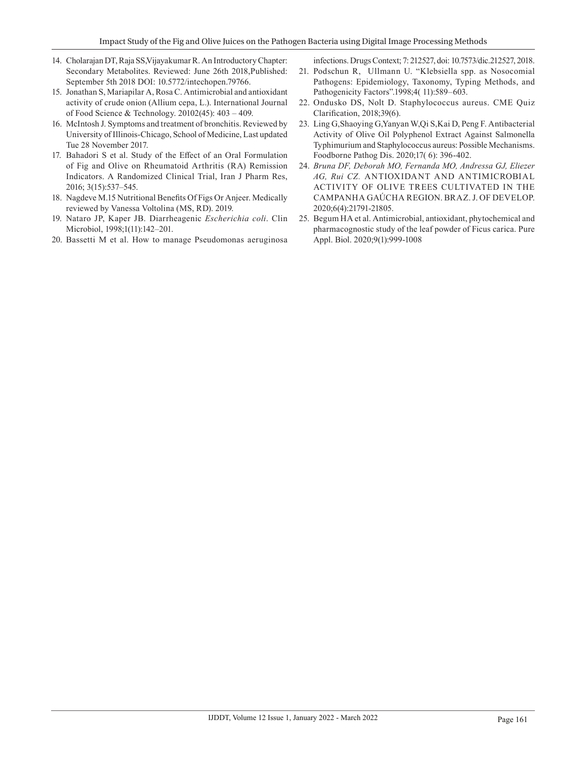14. Cholarajan DT, Raja SS,Vijayakumar R. An Introductory Chapter: Secondary Metabolites. Reviewed: June 26th 2018,Published: September 5th 2018 DOI: 10.5772/intechopen.79766.
15. Jonathan S, Mariapilar A, Rosa C. Antimicrobial and antioxidant activity of crude onion (Allium cepa, L.). International Journal of Food Science & Technology. 20102(45): 403 – 409.
16. McIntosh J. Symptoms and treatment of bronchitis. Reviewed by University of Illinois-Chicago, School of Medicine, Last updated Tue 28 November 2017.
17. Bahadori S et al. Study of the Effect of an Oral Formulation of Fig and Olive on Rheumatoid Arthritis (RA) Remission Indicators. A Randomized Clinical Trial, Iran J Pharm Res, 2016; 3(15):537–545.
18. Nagdeve M.15 Nutritional Benefits Of Figs Or Anjeer. Medically reviewed by Vanessa Voltolina (MS, RD). 2019.
19. Nataro JP, Kaper JB. Diarrheagenic *Escherichia coli*. Clin Microbiol, 1998;1(11):142–201.
20. Bassetti M et al. How to manage Pseudomonas aeruginosa infections. Drugs Context; 7: 212527, doi: 10.7573/dic.212527, 2018.
21. Podschun R, Ullmann U. "Klebsiella spp. as Nosocomial Pathogens: Epidemiology, Taxonomy, Typing Methods, and Pathogenicity Factors".1998;4( 11):589–603.
22. Ondusko DS, Nolt D. Staphylococcus aureus. CME Quiz Clarification, 2018;39(6).
23. Ling G,Shaoying G,Yanyan W,Qi S,Kai D, Peng F. Antibacterial Activity of Olive Oil Polyphenol Extract Against Salmonella Typhimurium and Staphylococcus aureus: Possible Mechanisms. Foodborne Pathog Dis. 2020;17( 6): 396-402.
24. *Bruna DF, Deborah MO, Fernanda MO, Andressa GJ, Eliezer AG, Rui CZ.* ANTIOXIDANT AND ANTIMICROBIAL ACTIVITY OF OLIVE TREES CULTIVATED IN THE CAMPANHA GAÚCHA REGION. BRAZ. J. OF DEVELOP. 2020;6(4):21791-21805.
25. Begum HA et al. Antimicrobial, antioxidant, phytochemical and pharmacognostic study of the leaf powder of Ficus carica. Pure Appl. Biol. 2020;9(1):999-1008